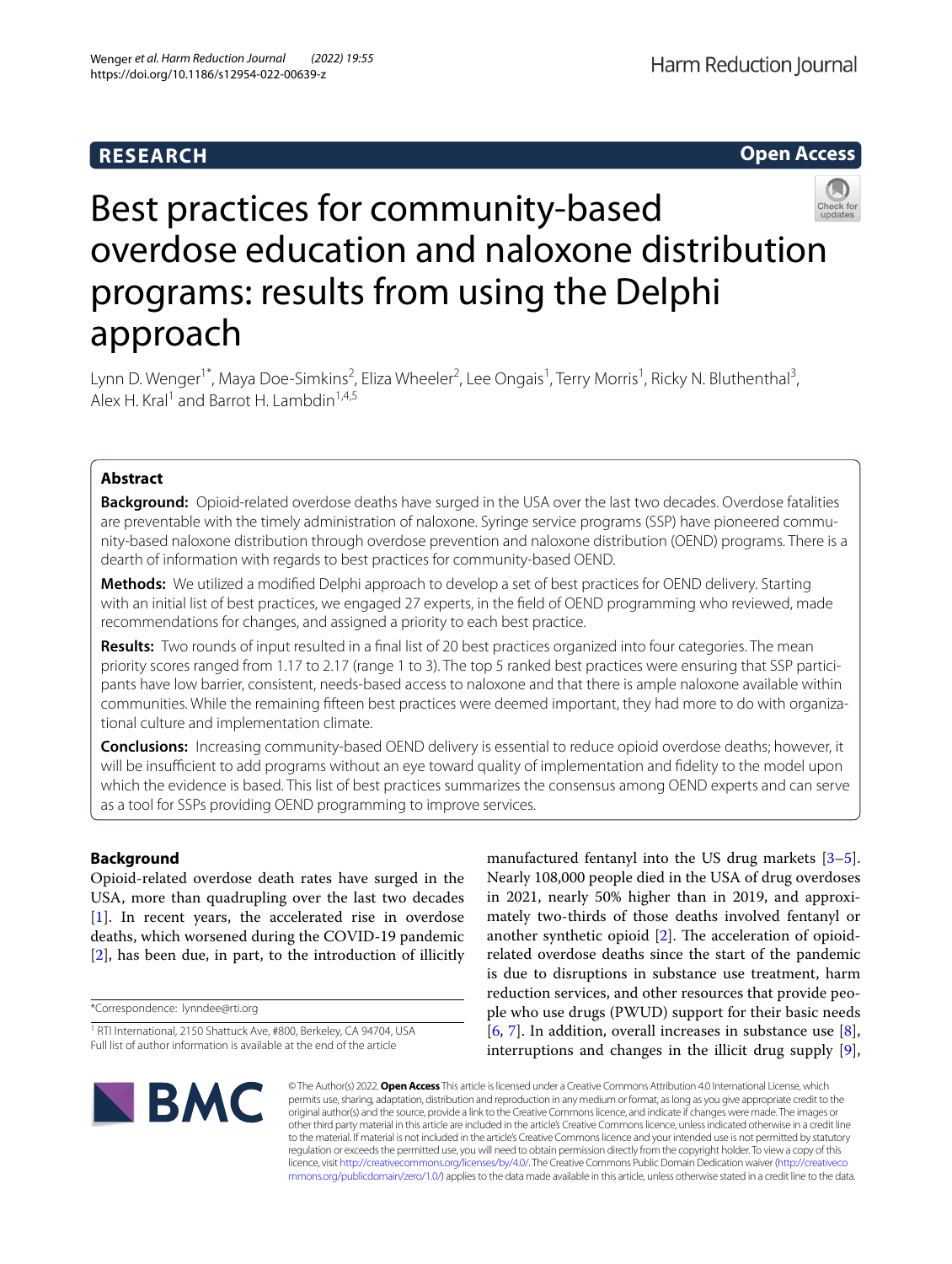**RESEARCH** **Open Access**

# Best practices for community-based overdose education and naloxone distribution programs: results from using the Delphi approach

Lynn D. Wenger[1*], Maya Doe-Simkins[2], Eliza Wheeler[2], Lee Ongais[1], Terry Morris[1], Ricky N. Bluthenthal[3], Alex H. Kral[1] and Barrot H. Lambdin[1,4,5]

## Abstract

**Background:** Opioid-related overdose deaths have surged in the USA over the last two decades. Overdose fatalities are preventable with the timely administration of naloxone. Syringe service programs (SSP) have pioneered community-based naloxone distribution through overdose prevention and naloxone distribution (OEND) programs. There is a dearth of information with regards to best practices for community-based OEND.

**Methods:** We utilized a modified Delphi approach to develop a set of best practices for OEND delivery. Starting with an initial list of best practices, we engaged 27 experts, in the field of OEND programming who reviewed, made recommendations for changes, and assigned a priority to each best practice.

**Results:** Two rounds of input resulted in a final list of 20 best practices organized into four categories. The mean priority scores ranged from 1.17 to 2.17 (range 1 to 3). The top 5 ranked best practices were ensuring that SSP participants have low barrier, consistent, needs-based access to naloxone and that there is ample naloxone available within communities. While the remaining fifteen best practices were deemed important, they had more to do with organizational culture and implementation climate.

**Conclusions:** Increasing community-based OEND delivery is essential to reduce opioid overdose deaths; however, it will be insufficient to add programs without an eye toward quality of implementation and fidelity to the model upon which the evidence is based. This list of best practices summarizes the consensus among OEND experts and can serve as a tool for SSPs providing OEND programming to improve services.

## Background

Opioid-related overdose death rates have surged in the USA, more than quadrupling over the last two decades [1]. In recent years, the accelerated rise in overdose deaths, which worsened during the COVID-19 pandemic [2], has been due, in part, to the introduction of illicitly manufactured fentanyl into the US drug markets [3–5]. Nearly 108,000 people died in the USA of drug overdoses in 2021, nearly 50% higher than in 2019, and approximately two-thirds of those deaths involved fentanyl or another synthetic opioid [2]. The acceleration of opioid-related overdose deaths since the start of the pandemic is due to disruptions in substance use treatment, harm reduction services, and other resources that provide people who use drugs (PWUD) support for their basic needs [6, 7]. In addition, overall increases in substance use [8], interruptions and changes in the illicit drug supply [9],

*Correspondence: lynndee@rti.org

[1] RTI International, 2150 Shattuck Ave, #800, Berkeley, CA 94704, USA

Full list of author information is available at the end of the article

© The Author(s) 2022. **Open Access** This article is licensed under a Creative Commons Attribution 4.0 International License, which permits use, sharing, adaptation, distribution and reproduction in any medium or format, as long as you give appropriate credit to the original author(s) and the source, provide a link to the Creative Commons licence, and indicate if changes were made. The images or other third party material in this article are included in the article's Creative Commons licence, unless indicated otherwise in a credit line to the material. If material is not included in the article's Creative Commons licence and your intended use is not permitted by statutory regulation or exceeds the permitted use, you will need to obtain permission directly from the copyright holder. To view a copy of this licence, visit http://creativecommons.org/licenses/by/4.0/. The Creative Commons Public Domain Dedication waiver (http://creativecommons.org/publicdomain/zero/1.0/) applies to the data made available in this article, unless otherwise stated in a credit line to the data.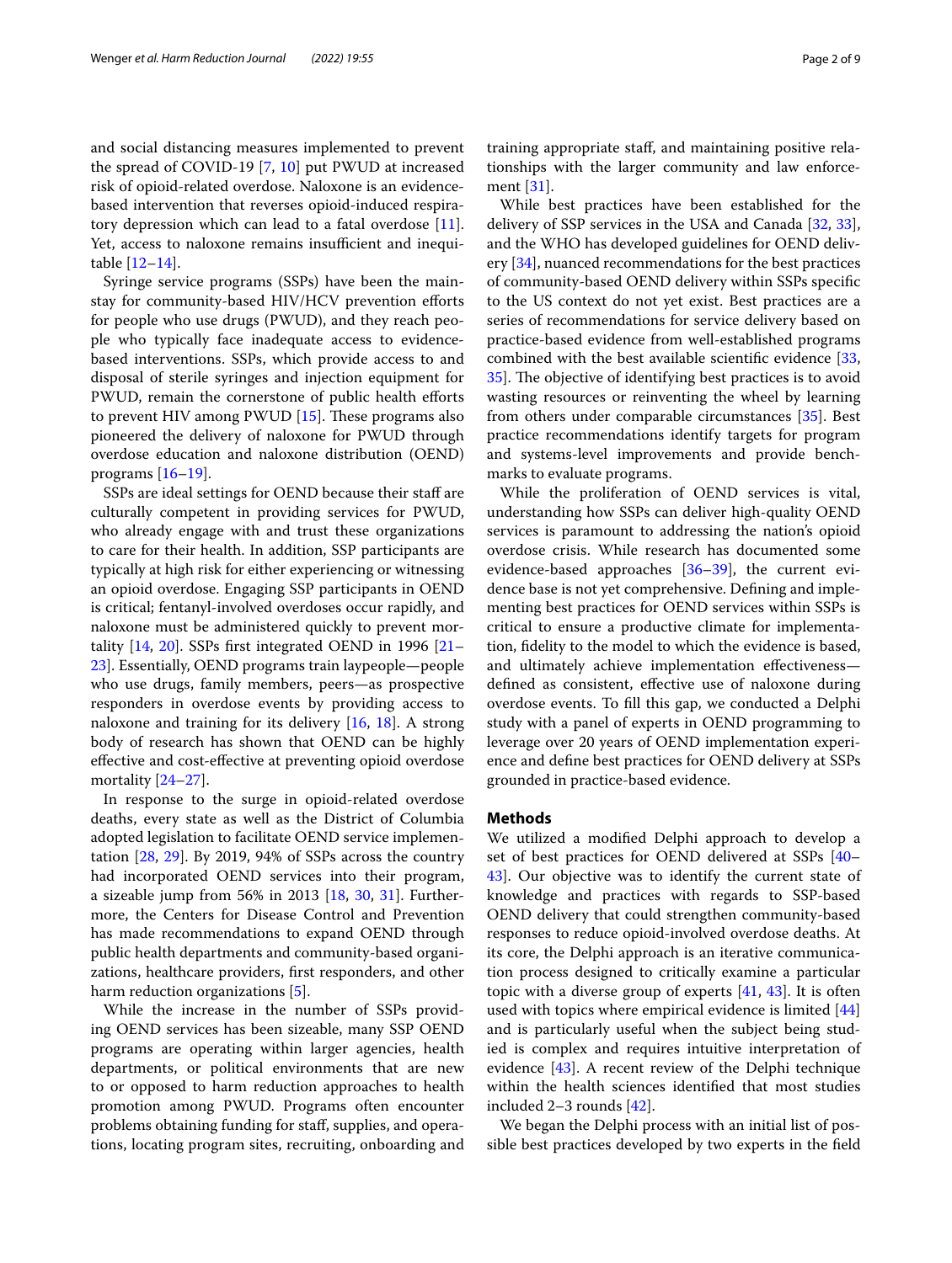and social distancing measures implemented to prevent the spread of COVID-19 [7, 10] put PWUD at increased risk of opioid-related overdose. Naloxone is an evidence-based intervention that reverses opioid-induced respiratory depression which can lead to a fatal overdose [11]. Yet, access to naloxone remains insufficient and inequitable [12–14].

Syringe service programs (SSPs) have been the mainstay for community-based HIV/HCV prevention efforts for people who use drugs (PWUD), and they reach people who typically face inadequate access to evidence-based interventions. SSPs, which provide access to and disposal of sterile syringes and injection equipment for PWUD, remain the cornerstone of public health efforts to prevent HIV among PWUD [15]. These programs also pioneered the delivery of naloxone for PWUD through overdose education and naloxone distribution (OEND) programs [16–19].

SSPs are ideal settings for OEND because their staff are culturally competent in providing services for PWUD, who already engage with and trust these organizations to care for their health. In addition, SSP participants are typically at high risk for either experiencing or witnessing an opioid overdose. Engaging SSP participants in OEND is critical; fentanyl-involved overdoses occur rapidly, and naloxone must be administered quickly to prevent mortality [14, 20]. SSPs first integrated OEND in 1996 [21–23]. Essentially, OEND programs train laypeople—people who use drugs, family members, peers—as prospective responders in overdose events by providing access to naloxone and training for its delivery [16, 18]. A strong body of research has shown that OEND can be highly effective and cost-effective at preventing opioid overdose mortality [24–27].

In response to the surge in opioid-related overdose deaths, every state as well as the District of Columbia adopted legislation to facilitate OEND service implementation [28, 29]. By 2019, 94% of SSPs across the country had incorporated OEND services into their program, a sizeable jump from 56% in 2013 [18, 30, 31]. Furthermore, the Centers for Disease Control and Prevention has made recommendations to expand OEND through public health departments and community-based organizations, healthcare providers, first responders, and other harm reduction organizations [5].

While the increase in the number of SSPs providing OEND services has been sizeable, many SSP OEND programs are operating within larger agencies, health departments, or political environments that are new to or opposed to harm reduction approaches to health promotion among PWUD. Programs often encounter problems obtaining funding for staff, supplies, and operations, locating program sites, recruiting, onboarding and training appropriate staff, and maintaining positive relationships with the larger community and law enforcement [31].

While best practices have been established for the delivery of SSP services in the USA and Canada [32, 33], and the WHO has developed guidelines for OEND delivery [34], nuanced recommendations for the best practices of community-based OEND delivery within SSPs specific to the US context do not yet exist. Best practices are a series of recommendations for service delivery based on practice-based evidence from well-established programs combined with the best available scientific evidence [33, 35]. The objective of identifying best practices is to avoid wasting resources or reinventing the wheel by learning from others under comparable circumstances [35]. Best practice recommendations identify targets for program and systems-level improvements and provide benchmarks to evaluate programs.

While the proliferation of OEND services is vital, understanding how SSPs can deliver high-quality OEND services is paramount to addressing the nation's opioid overdose crisis. While research has documented some evidence-based approaches [36–39], the current evidence base is not yet comprehensive. Defining and implementing best practices for OEND services within SSPs is critical to ensure a productive climate for implementation, fidelity to the model to which the evidence is based, and ultimately achieve implementation effectiveness—defined as consistent, effective use of naloxone during overdose events. To fill this gap, we conducted a Delphi study with a panel of experts in OEND programming to leverage over 20 years of OEND implementation experience and define best practices for OEND delivery at SSPs grounded in practice-based evidence.

## Methods

We utilized a modified Delphi approach to develop a set of best practices for OEND delivered at SSPs [40–43]. Our objective was to identify the current state of knowledge and practices with regards to SSP-based OEND delivery that could strengthen community-based responses to reduce opioid-involved overdose deaths. At its core, the Delphi approach is an iterative communication process designed to critically examine a particular topic with a diverse group of experts [41, 43]. It is often used with topics where empirical evidence is limited [44] and is particularly useful when the subject being studied is complex and requires intuitive interpretation of evidence [43]. A recent review of the Delphi technique within the health sciences identified that most studies included 2–3 rounds [42].

We began the Delphi process with an initial list of possible best practices developed by two experts in the field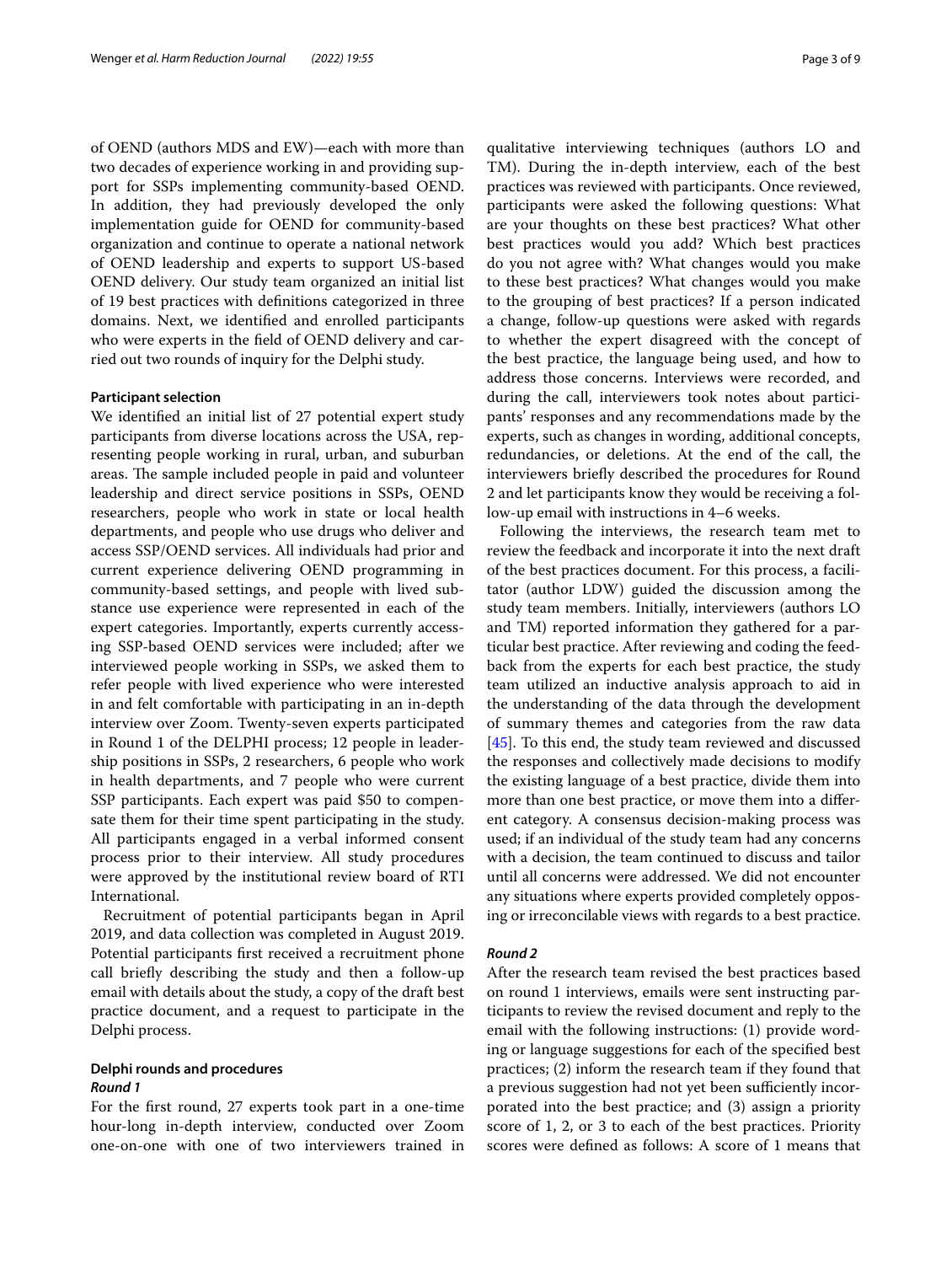of OEND (authors MDS and EW)—each with more than two decades of experience working in and providing support for SSPs implementing community-based OEND. In addition, they had previously developed the only implementation guide for OEND for community-based organization and continue to operate a national network of OEND leadership and experts to support US-based OEND delivery. Our study team organized an initial list of 19 best practices with definitions categorized in three domains. Next, we identified and enrolled participants who were experts in the field of OEND delivery and carried out two rounds of inquiry for the Delphi study.

#### Participant selection

We identified an initial list of 27 potential expert study participants from diverse locations across the USA, representing people working in rural, urban, and suburban areas. The sample included people in paid and volunteer leadership and direct service positions in SSPs, OEND researchers, people who work in state or local health departments, and people who use drugs who deliver and access SSP/OEND services. All individuals had prior and current experience delivering OEND programming in community-based settings, and people with lived substance use experience were represented in each of the expert categories. Importantly, experts currently accessing SSP-based OEND services were included; after we interviewed people working in SSPs, we asked them to refer people with lived experience who were interested in and felt comfortable with participating in an in-depth interview over Zoom. Twenty-seven experts participated in Round 1 of the DELPHI process; 12 people in leadership positions in SSPs, 2 researchers, 6 people who work in health departments, and 7 people who were current SSP participants. Each expert was paid $50 to compensate them for their time spent participating in the study. All participants engaged in a verbal informed consent process prior to their interview. All study procedures were approved by the institutional review board of RTI International.

Recruitment of potential participants began in April 2019, and data collection was completed in August 2019. Potential participants first received a recruitment phone call briefly describing the study and then a follow-up email with details about the study, a copy of the draft best practice document, and a request to participate in the Delphi process.

#### Delphi rounds and procedures

##### *Round 1*

For the first round, 27 experts took part in a one-time hour-long in-depth interview, conducted over Zoom one-on-one with one of two interviewers trained in qualitative interviewing techniques (authors LO and TM). During the in-depth interview, each of the best practices was reviewed with participants. Once reviewed, participants were asked the following questions: What are your thoughts on these best practices? What other best practices would you add? Which best practices do you not agree with? What changes would you make to these best practices? What changes would you make to the grouping of best practices? If a person indicated a change, follow-up questions were asked with regards to whether the expert disagreed with the concept of the best practice, the language being used, and how to address those concerns. Interviews were recorded, and during the call, interviewers took notes about participants' responses and any recommendations made by the experts, such as changes in wording, additional concepts, redundancies, or deletions. At the end of the call, the interviewers briefly described the procedures for Round 2 and let participants know they would be receiving a follow-up email with instructions in 4–6 weeks.

Following the interviews, the research team met to review the feedback and incorporate it into the next draft of the best practices document. For this process, a facilitator (author LDW) guided the discussion among the study team members. Initially, interviewers (authors LO and TM) reported information they gathered for a particular best practice. After reviewing and coding the feedback from the experts for each best practice, the study team utilized an inductive analysis approach to aid in the understanding of the data through the development of summary themes and categories from the raw data [45]. To this end, the study team reviewed and discussed the responses and collectively made decisions to modify the existing language of a best practice, divide them into more than one best practice, or move them into a different category. A consensus decision-making process was used; if an individual of the study team had any concerns with a decision, the team continued to discuss and tailor until all concerns were addressed. We did not encounter any situations where experts provided completely opposing or irreconcilable views with regards to a best practice.

##### *Round 2*

After the research team revised the best practices based on round 1 interviews, emails were sent instructing participants to review the revised document and reply to the email with the following instructions: (1) provide wording or language suggestions for each of the specified best practices; (2) inform the research team if they found that a previous suggestion had not yet been sufficiently incorporated into the best practice; and (3) assign a priority score of 1, 2, or 3 to each of the best practices. Priority scores were defined as follows: A score of 1 means that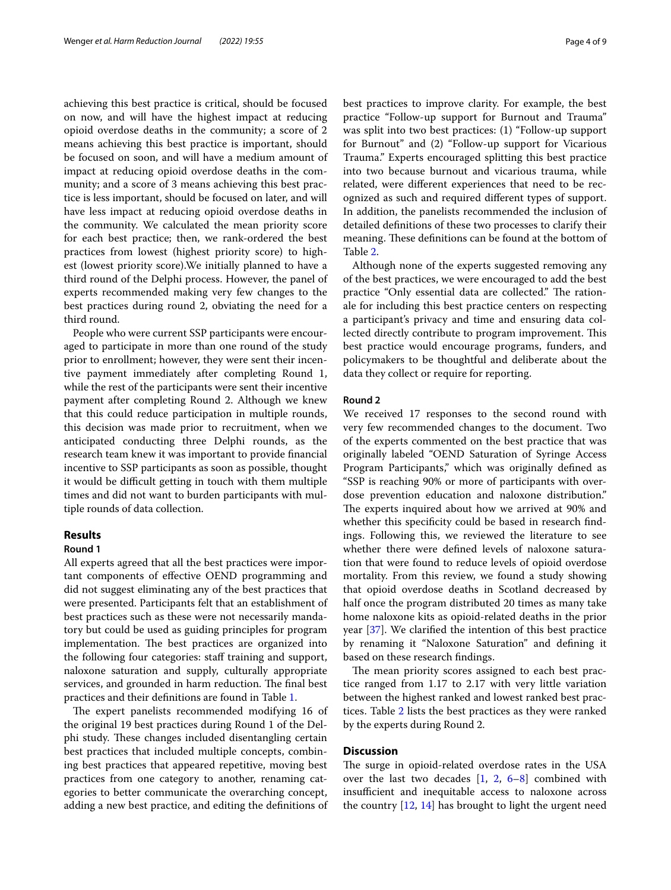achieving this best practice is critical, should be focused on now, and will have the highest impact at reducing opioid overdose deaths in the community; a score of 2 means achieving this best practice is important, should be focused on soon, and will have a medium amount of impact at reducing opioid overdose deaths in the community; and a score of 3 means achieving this best practice is less important, should be focused on later, and will have less impact at reducing opioid overdose deaths in the community. We calculated the mean priority score for each best practice; then, we rank-ordered the best practices from lowest (highest priority score) to highest (lowest priority score).We initially planned to have a third round of the Delphi process. However, the panel of experts recommended making very few changes to the best practices during round 2, obviating the need for a third round.

People who were current SSP participants were encouraged to participate in more than one round of the study prior to enrollment; however, they were sent their incentive payment immediately after completing Round 1, while the rest of the participants were sent their incentive payment after completing Round 2. Although we knew that this could reduce participation in multiple rounds, this decision was made prior to recruitment, when we anticipated conducting three Delphi rounds, as the research team knew it was important to provide financial incentive to SSP participants as soon as possible, thought it would be difficult getting in touch with them multiple times and did not want to burden participants with multiple rounds of data collection.

## Results

### Round 1

All experts agreed that all the best practices were important components of effective OEND programming and did not suggest eliminating any of the best practices that were presented. Participants felt that an establishment of best practices such as these were not necessarily mandatory but could be used as guiding principles for program implementation. The best practices are organized into the following four categories: staff training and support, naloxone saturation and supply, culturally appropriate services, and grounded in harm reduction. The final best practices and their definitions are found in Table 1.

The expert panelists recommended modifying 16 of the original 19 best practices during Round 1 of the Delphi study. These changes included disentangling certain best practices that included multiple concepts, combining best practices that appeared repetitive, moving best practices from one category to another, renaming categories to better communicate the overarching concept, adding a new best practice, and editing the definitions of best practices to improve clarity. For example, the best practice "Follow-up support for Burnout and Trauma" was split into two best practices: (1) "Follow-up support for Burnout" and (2) "Follow-up support for Vicarious Trauma." Experts encouraged splitting this best practice into two because burnout and vicarious trauma, while related, were different experiences that need to be recognized as such and required different types of support. In addition, the panelists recommended the inclusion of detailed definitions of these two processes to clarify their meaning. These definitions can be found at the bottom of Table 2.

Although none of the experts suggested removing any of the best practices, we were encouraged to add the best practice "Only essential data are collected." The rationale for including this best practice centers on respecting a participant's privacy and time and ensuring data collected directly contribute to program improvement. This best practice would encourage programs, funders, and policymakers to be thoughtful and deliberate about the data they collect or require for reporting.

### Round 2

We received 17 responses to the second round with very few recommended changes to the document. Two of the experts commented on the best practice that was originally labeled "OEND Saturation of Syringe Access Program Participants," which was originally defined as "SSP is reaching 90% or more of participants with overdose prevention education and naloxone distribution." The experts inquired about how we arrived at 90% and whether this specificity could be based in research findings. Following this, we reviewed the literature to see whether there were defined levels of naloxone saturation that were found to reduce levels of opioid overdose mortality. From this review, we found a study showing that opioid overdose deaths in Scotland decreased by half once the program distributed 20 times as many take home naloxone kits as opioid-related deaths in the prior year [37]. We clarified the intention of this best practice by renaming it "Naloxone Saturation" and defining it based on these research findings.

The mean priority scores assigned to each best practice ranged from 1.17 to 2.17 with very little variation between the highest ranked and lowest ranked best practices. Table 2 lists the best practices as they were ranked by the experts during Round 2.

## Discussion

The surge in opioid-related overdose rates in the USA over the last two decades [1, 2, 6–8] combined with insufficient and inequitable access to naloxone across the country [12, 14] has brought to light the urgent need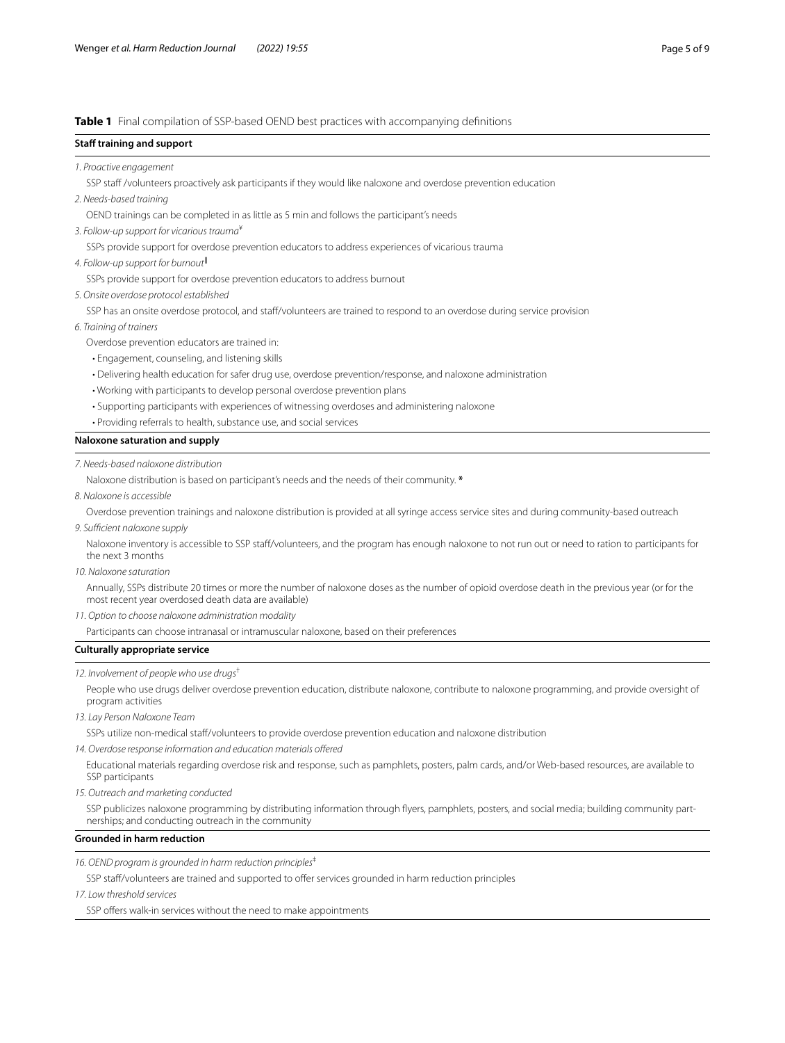**Table 1** Final compilation of SSP-based OEND best practices with accompanying definitions

| **Staff training and support** |
|---|
| *1. Proactive engagement* |
| SSP staff /volunteers proactively ask participants if they would like naloxone and overdose prevention education |
| *2. Needs-based training* |
| OEND trainings can be completed in as little as 5 min and follows the participant's needs |
| *3. Follow-up support for vicarious trauma*[¥] |
| SSPs provide support for overdose prevention educators to address experiences of vicarious trauma |
| *4. Follow-up support for burnout*[‖] |
| SSPs provide support for overdose prevention educators to address burnout |
| *5. Onsite overdose protocol established* |
| SSP has an onsite overdose protocol, and staff/volunteers are trained to respond to an overdose during service provision |
| *6. Training of trainers* |
| Overdose prevention educators are trained in: |
| • Engagement, counseling, and listening skills |
| • Delivering health education for safer drug use, overdose prevention/response, and naloxone administration |
| • Working with participants to develop personal overdose prevention plans |
| • Supporting participants with experiences of witnessing overdoses and administering naloxone |
| • Providing referrals to health, substance use, and social services |
| **Naloxone saturation and supply** |
| *7. Needs-based naloxone distribution* |
| Naloxone distribution is based on participant's needs and the needs of their community. **\*** |
| *8. Naloxone is accessible* |
| Overdose prevention trainings and naloxone distribution is provided at all syringe access service sites and during community-based outreach |
| *9. Sufficient naloxone supply* |
| Naloxone inventory is accessible to SSP staff/volunteers, and the program has enough naloxone to not run out or need to ration to participants for the next 3 months |
| *10. Naloxone saturation* |
| Annually, SSPs distribute 20 times or more the number of naloxone doses as the number of opioid overdose death in the previous year (or for the most recent year overdosed death data are available) |
| *11. Option to choose naloxone administration modality* |
| Participants can choose intranasal or intramuscular naloxone, based on their preferences |
| **Culturally appropriate service** |
| *12. Involvement of people who use drugs*[†] |
| People who use drugs deliver overdose prevention education, distribute naloxone, contribute to naloxone programming, and provide oversight of program activities |
| *13. Lay Person Naloxone Team* |
| SSPs utilize non-medical staff/volunteers to provide overdose prevention education and naloxone distribution |
| *14. Overdose response information and education materials offered* |
| Educational materials regarding overdose risk and response, such as pamphlets, posters, palm cards, and/or Web-based resources, are available to SSP participants |
| *15. Outreach and marketing conducted* |
| SSP publicizes naloxone programming by distributing information through flyers, pamphlets, posters, and social media; building community partnerships; and conducting outreach in the community |
| **Grounded in harm reduction** |
| *16. OEND program is grounded in harm reduction principles*[‡] |
| SSP staff/volunteers are trained and supported to offer services grounded in harm reduction principles |
| *17. Low threshold services* |
| SSP offers walk-in services without the need to make appointments |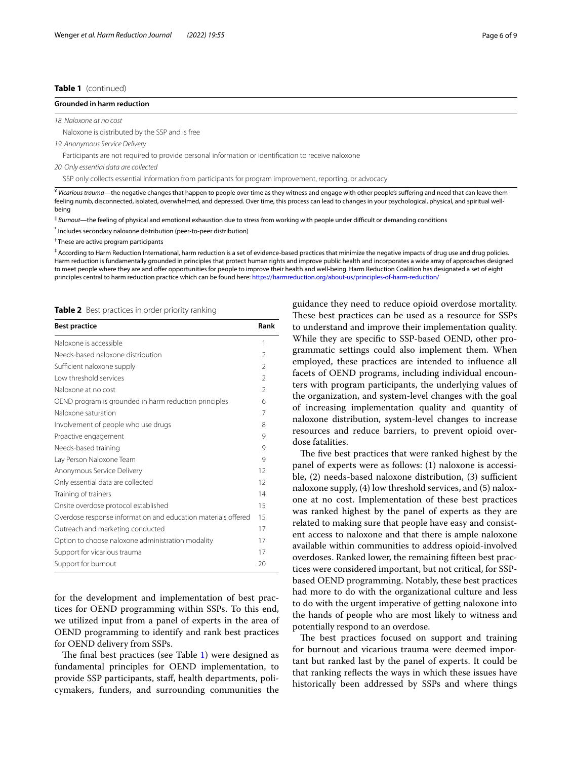**Table 1** (continued)

| Grounded in harm reduction |
|---|
| *18. Naloxone at no cost* |
| Naloxone is distributed by the SSP and is free |
| *19. Anonymous Service Delivery* |
| Participants are not required to provide personal information or identification to receive naloxone |
| *20. Only essential data are collected* |
| SSP only collects essential information from participants for program improvement, reporting, or advocacy |

¥ *Vicarious trauma*—the negative changes that happen to people over time as they witness and engage with other people's suffering and need that can leave them feeling numb, disconnected, isolated, overwhelmed, and depressed. Over time, this process can lead to changes in your psychological, physical, and spiritual well-being

‖ *Burnout*—the feeling of physical and emotional exhaustion due to stress from working with people under difficult or demanding conditions

* Includes secondary naloxone distribution (peer-to-peer distribution)

† These are active program participants

‡ According to Harm Reduction International, harm reduction is a set of evidence-based practices that minimize the negative impacts of drug use and drug policies. Harm reduction is fundamentally grounded in principles that protect human rights and improve public health and incorporates a wide array of approaches designed to meet people where they are and offer opportunities for people to improve their health and well-being. Harm Reduction Coalition has designated a set of eight principles central to harm reduction practice which can be found here: https://harmreduction.org/about-us/principles-of-harm-reduction/

**Table 2** Best practices in order priority ranking

| Best practice | Rank |
|---|---|
| Naloxone is accessible | 1 |
| Needs-based naloxone distribution | 2 |
| Sufficient naloxone supply | 2 |
| Low threshold services | 2 |
| Naloxone at no cost | 2 |
| OEND program is grounded in harm reduction principles | 6 |
| Naloxone saturation | 7 |
| Involvement of people who use drugs | 8 |
| Proactive engagement | 9 |
| Needs-based training | 9 |
| Lay Person Naloxone Team | 9 |
| Anonymous Service Delivery | 12 |
| Only essential data are collected | 12 |
| Training of trainers | 14 |
| Onsite overdose protocol established | 15 |
| Overdose response information and education materials offered | 15 |
| Outreach and marketing conducted | 17 |
| Option to choose naloxone administration modality | 17 |
| Support for vicarious trauma | 17 |
| Support for burnout | 20 |

for the development and implementation of best practices for OEND programming within SSPs. To this end, we utilized input from a panel of experts in the area of OEND programming to identify and rank best practices for OEND delivery from SSPs.

The final best practices (see Table 1) were designed as fundamental principles for OEND implementation, to provide SSP participants, staff, health departments, policymakers, funders, and surrounding communities the guidance they need to reduce opioid overdose mortality. These best practices can be used as a resource for SSPs to understand and improve their implementation quality. While they are specific to SSP-based OEND, other programmatic settings could also implement them. When employed, these practices are intended to influence all facets of OEND programs, including individual encounters with program participants, the underlying values of the organization, and system-level changes with the goal of increasing implementation quality and quantity of naloxone distribution, system-level changes to increase resources and reduce barriers, to prevent opioid overdose fatalities.

The five best practices that were ranked highest by the panel of experts were as follows: (1) naloxone is accessible, (2) needs-based naloxone distribution, (3) sufficient naloxone supply, (4) low threshold services, and (5) naloxone at no cost. Implementation of these best practices was ranked highest by the panel of experts as they are related to making sure that people have easy and consistent access to naloxone and that there is ample naloxone available within communities to address opioid-involved overdoses. Ranked lower, the remaining fifteen best practices were considered important, but not critical, for SSP-based OEND programming. Notably, these best practices had more to do with the organizational culture and less to do with the urgent imperative of getting naloxone into the hands of people who are most likely to witness and potentially respond to an overdose.

The best practices focused on support and training for burnout and vicarious trauma were deemed important but ranked last by the panel of experts. It could be that ranking reflects the ways in which these issues have historically been addressed by SSPs and where things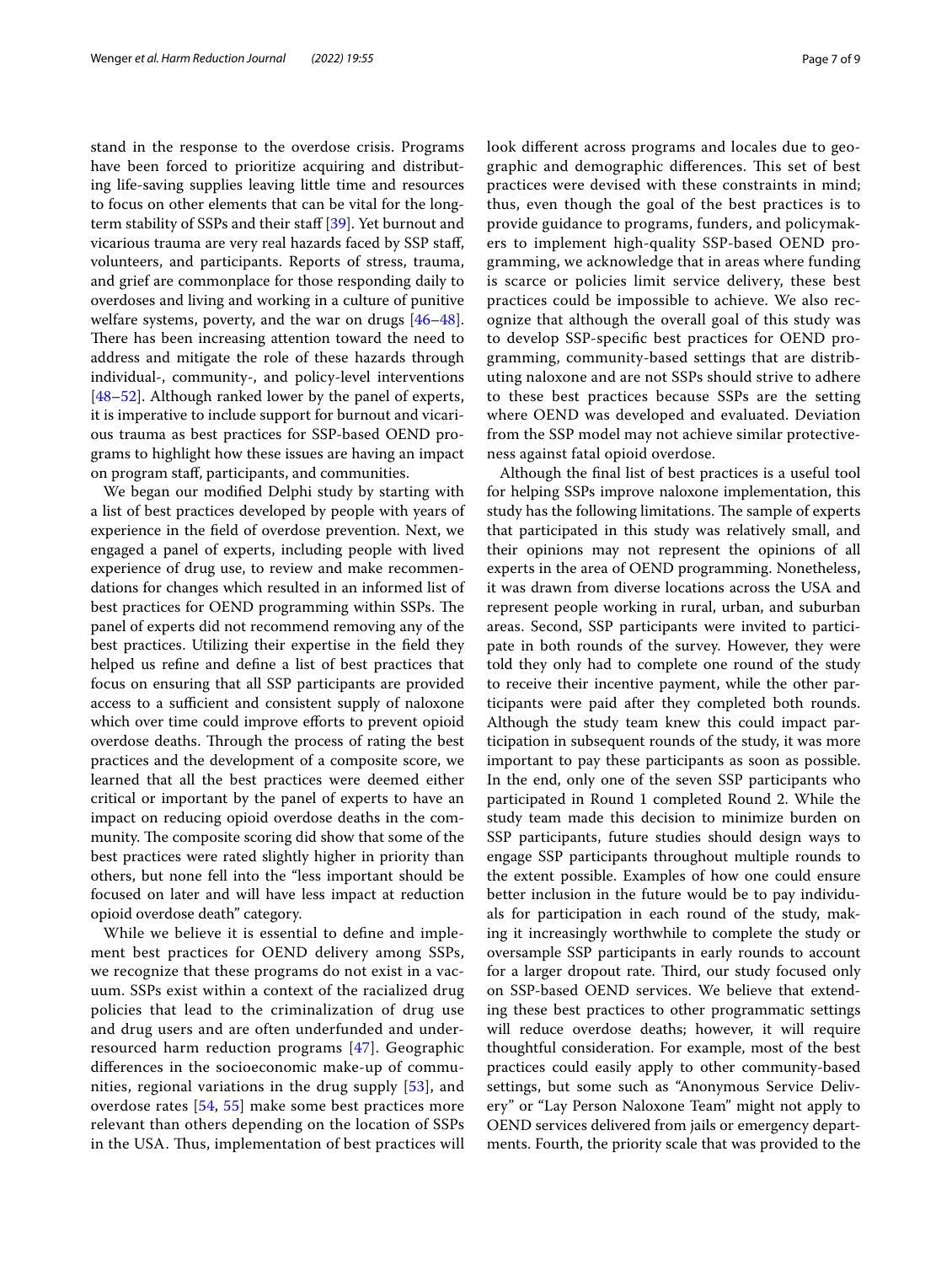stand in the response to the overdose crisis. Programs have been forced to prioritize acquiring and distributing life-saving supplies leaving little time and resources to focus on other elements that can be vital for the long-term stability of SSPs and their staff [39]. Yet burnout and vicarious trauma are very real hazards faced by SSP staff, volunteers, and participants. Reports of stress, trauma, and grief are commonplace for those responding daily to overdoses and living and working in a culture of punitive welfare systems, poverty, and the war on drugs [46–48]. There has been increasing attention toward the need to address and mitigate the role of these hazards through individual-, community-, and policy-level interventions [48–52]. Although ranked lower by the panel of experts, it is imperative to include support for burnout and vicarious trauma as best practices for SSP-based OEND programs to highlight how these issues are having an impact on program staff, participants, and communities.

We began our modified Delphi study by starting with a list of best practices developed by people with years of experience in the field of overdose prevention. Next, we engaged a panel of experts, including people with lived experience of drug use, to review and make recommendations for changes which resulted in an informed list of best practices for OEND programming within SSPs. The panel of experts did not recommend removing any of the best practices. Utilizing their expertise in the field they helped us refine and define a list of best practices that focus on ensuring that all SSP participants are provided access to a sufficient and consistent supply of naloxone which over time could improve efforts to prevent opioid overdose deaths. Through the process of rating the best practices and the development of a composite score, we learned that all the best practices were deemed either critical or important by the panel of experts to have an impact on reducing opioid overdose deaths in the community. The composite scoring did show that some of the best practices were rated slightly higher in priority than others, but none fell into the "less important should be focused on later and will have less impact at reduction opioid overdose death" category.

While we believe it is essential to define and implement best practices for OEND delivery among SSPs, we recognize that these programs do not exist in a vacuum. SSPs exist within a context of the racialized drug policies that lead to the criminalization of drug use and drug users and are often underfunded and under-resourced harm reduction programs [47]. Geographic differences in the socioeconomic make-up of communities, regional variations in the drug supply [53], and overdose rates [54, 55] make some best practices more relevant than others depending on the location of SSPs in the USA. Thus, implementation of best practices will look different across programs and locales due to geographic and demographic differences. This set of best practices were devised with these constraints in mind; thus, even though the goal of the best practices is to provide guidance to programs, funders, and policymakers to implement high-quality SSP-based OEND programming, we acknowledge that in areas where funding is scarce or policies limit service delivery, these best practices could be impossible to achieve. We also recognize that although the overall goal of this study was to develop SSP-specific best practices for OEND programming, community-based settings that are distributing naloxone and are not SSPs should strive to adhere to these best practices because SSPs are the setting where OEND was developed and evaluated. Deviation from the SSP model may not achieve similar protectiveness against fatal opioid overdose.

Although the final list of best practices is a useful tool for helping SSPs improve naloxone implementation, this study has the following limitations. The sample of experts that participated in this study was relatively small, and their opinions may not represent the opinions of all experts in the area of OEND programming. Nonetheless, it was drawn from diverse locations across the USA and represent people working in rural, urban, and suburban areas. Second, SSP participants were invited to participate in both rounds of the survey. However, they were told they only had to complete one round of the study to receive their incentive payment, while the other participants were paid after they completed both rounds. Although the study team knew this could impact participation in subsequent rounds of the study, it was more important to pay these participants as soon as possible. In the end, only one of the seven SSP participants who participated in Round 1 completed Round 2. While the study team made this decision to minimize burden on SSP participants, future studies should design ways to engage SSP participants throughout multiple rounds to the extent possible. Examples of how one could ensure better inclusion in the future would be to pay individuals for participation in each round of the study, making it increasingly worthwhile to complete the study or oversample SSP participants in early rounds to account for a larger dropout rate. Third, our study focused only on SSP-based OEND services. We believe that extending these best practices to other programmatic settings will reduce overdose deaths; however, it will require thoughtful consideration. For example, most of the best practices could easily apply to other community-based settings, but some such as "Anonymous Service Delivery" or "Lay Person Naloxone Team" might not apply to OEND services delivered from jails or emergency departments. Fourth, the priority scale that was provided to the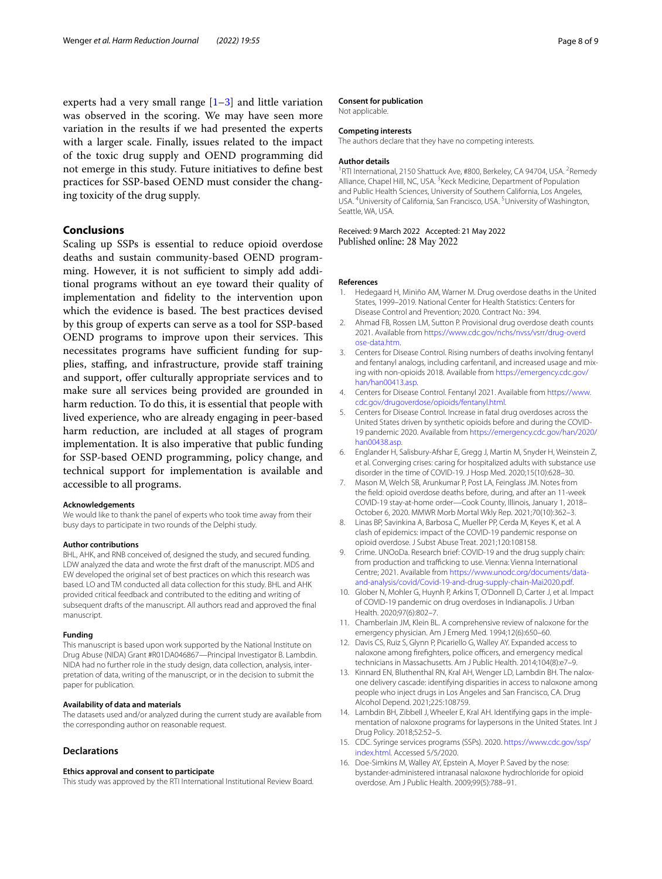experts had a very small range [1–3] and little variation was observed in the scoring. We may have seen more variation in the results if we had presented the experts with a larger scale. Finally, issues related to the impact of the toxic drug supply and OEND programming did not emerge in this study. Future initiatives to define best practices for SSP-based OEND must consider the changing toxicity of the drug supply.

## Conclusions

Scaling up SSPs is essential to reduce opioid overdose deaths and sustain community-based OEND programming. However, it is not sufficient to simply add additional programs without an eye toward their quality of implementation and fidelity to the intervention upon which the evidence is based. The best practices devised by this group of experts can serve as a tool for SSP-based OEND programs to improve upon their services. This necessitates programs have sufficient funding for supplies, staffing, and infrastructure, provide staff training and support, offer culturally appropriate services and to make sure all services being provided are grounded in harm reduction. To do this, it is essential that people with lived experience, who are already engaging in peer-based harm reduction, are included at all stages of program implementation. It is also imperative that public funding for SSP-based OEND programming, policy change, and technical support for implementation is available and accessible to all programs.

#### Acknowledgements

We would like to thank the panel of experts who took time away from their busy days to participate in two rounds of the Delphi study.

#### Author contributions

BHL, AHK, and RNB conceived of, designed the study, and secured funding. LDW analyzed the data and wrote the first draft of the manuscript. MDS and EW developed the original set of best practices on which this research was based. LO and TM conducted all data collection for this study. BHL and AHK provided critical feedback and contributed to the editing and writing of subsequent drafts of the manuscript. All authors read and approved the final manuscript.

#### Funding

This manuscript is based upon work supported by the National Institute on Drug Abuse (NIDA) Grant #R01DA046867—Principal Investigator B. Lambdin. NIDA had no further role in the study design, data collection, analysis, interpretation of data, writing of the manuscript, or in the decision to submit the paper for publication.

#### Availability of data and materials

The datasets used and/or analyzed during the current study are available from the corresponding author on reasonable request.

## Declarations

#### Ethics approval and consent to participate

This study was approved by the RTI International Institutional Review Board.

#### Consent for publication

Not applicable.

#### Competing interests

The authors declare that they have no competing interests.

#### Author details

[1]RTI International, 2150 Shattuck Ave, #800, Berkeley, CA 94704, USA. [2]Remedy Alliance, Chapel Hill, NC, USA. [3]Keck Medicine, Department of Population and Public Health Sciences, University of Southern California, Los Angeles, USA. [4]University of California, San Francisco, USA. [5]University of Washington, Seattle, WA, USA.

Received: 9 March 2022 Accepted: 21 May 2022
Published online: 28 May 2022

#### References

1. Hedegaard H, Miniño AM, Warner M. Drug overdose deaths in the United States, 1999–2019. National Center for Health Statistics: Centers for Disease Control and Prevention; 2020. Contract No.: 394.
2. Ahmad FB, Rossen LM, Sutton P. Provisional drug overdose death counts 2021. Available from https://www.cdc.gov/nchs/nvss/vsrr/drug-overdose-data.htm.
3. Centers for Disease Control. Rising numbers of deaths involving fentanyl and fentanyl analogs, including carfentanil, and increased usage and mixing with non-opioids 2018. Available from https://emergency.cdc.gov/han/han00413.asp.
4. Centers for Disease Control. Fentanyl 2021. Available from https://www.cdc.gov/drugoverdose/opioids/fentanyl.html.
5. Centers for Disease Control. Increase in fatal drug overdoses across the United States driven by synthetic opioids before and during the COVID-19 pandemic 2020. Available from https://emergency.cdc.gov/han/2020/han00438.asp.
6. Englander H, Salisbury-Afshar E, Gregg J, Martin M, Snyder H, Weinstein Z, et al. Converging crises: caring for hospitalized adults with substance use disorder in the time of COVID-19. J Hosp Med. 2020;15(10):628–30.
7. Mason M, Welch SB, Arunkumar P, Post LA, Feinglass JM. Notes from the field: opioid overdose deaths before, during, and after an 11-week COVID-19 stay-at-home order—Cook County, Illinois, January 1, 2018–October 6, 2020. MMWR Morb Mortal Wkly Rep. 2021;70(10):362–3.
8. Linas BP, Savinkina A, Barbosa C, Mueller PP, Cerda M, Keyes K, et al. A clash of epidemics: impact of the COVID-19 pandemic response on opioid overdose. J Subst Abuse Treat. 2021;120:108158.
9. Crime. UNOoDa. Research brief: COVID-19 and the drug supply chain: from production and trafficking to use. Vienna: Vienna International Centre; 2021. Available from https://www.unodc.org/documents/data-and-analysis/covid/Covid-19-and-drug-supply-chain-Mai2020.pdf.
10. Glober N, Mohler G, Huynh P, Arkins T, O'Donnell D, Carter J, et al. Impact of COVID-19 pandemic on drug overdoses in Indianapolis. J Urban Health. 2020;97(6):802–7.
11. Chamberlain JM, Klein BL. A comprehensive review of naloxone for the emergency physician. Am J Emerg Med. 1994;12(6):650–60.
12. Davis CS, Ruiz S, Glynn P, Picariello G, Walley AY. Expanded access to naloxone among firefighters, police officers, and emergency medical technicians in Massachusetts. Am J Public Health. 2014;104(8):e7–9.
13. Kinnard EN, Bluthenthal RN, Kral AH, Wenger LD, Lambdin BH. The naloxone delivery cascade: identifying disparities in access to naloxone among people who inject drugs in Los Angeles and San Francisco, CA. Drug Alcohol Depend. 2021;225:108759.
14. Lambdin BH, Zibbell J, Wheeler E, Kral AH. Identifying gaps in the implementation of naloxone programs for laypersons in the United States. Int J Drug Policy. 2018;52:52–5.
15. CDC. Syringe services programs (SSPs). 2020. https://www.cdc.gov/ssp/index.html. Accessed 5/5/2020.
16. Doe-Simkins M, Walley AY, Epstein A, Moyer P. Saved by the nose: bystander-administered intranasal naloxone hydrochloride for opioid overdose. Am J Public Health. 2009;99(5):788–91.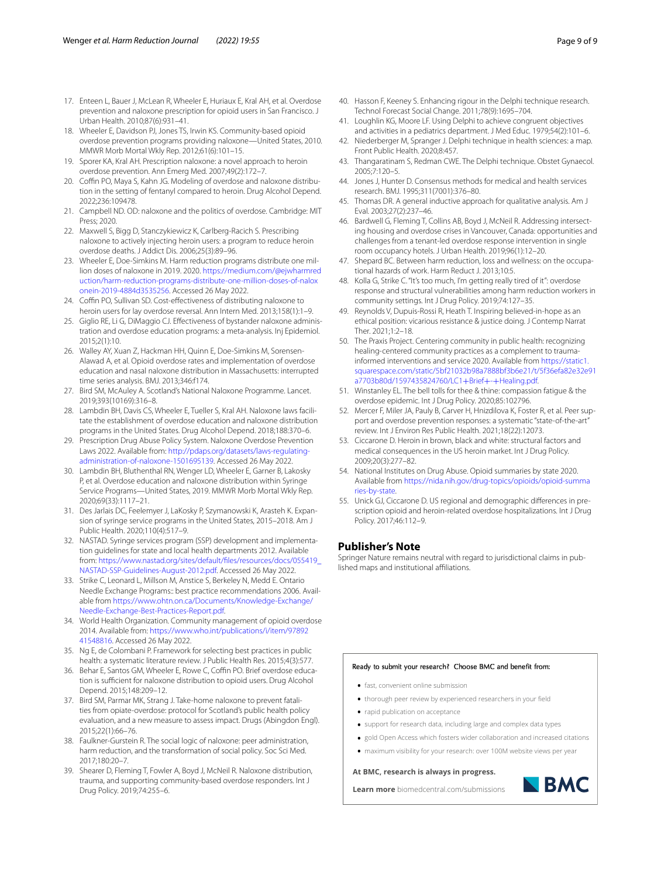17. Enteen L, Bauer J, McLean R, Wheeler E, Huriaux E, Kral AH, et al. Overdose prevention and naloxone prescription for opioid users in San Francisco. J Urban Health. 2010;87(6):931–41.
18. Wheeler E, Davidson PJ, Jones TS, Irwin KS. Community-based opioid overdose prevention programs providing naloxone—United States, 2010. MMWR Morb Mortal Wkly Rep. 2012;61(6):101–15.
19. Sporer KA, Kral AH. Prescription naloxone: a novel approach to heroin overdose prevention. Ann Emerg Med. 2007;49(2):172–7.
20. Coffin PO, Maya S, Kahn JG. Modeling of overdose and naloxone distribution in the setting of fentanyl compared to heroin. Drug Alcohol Depend. 2022;236:109478.
21. Campbell ND. OD: naloxone and the politics of overdose. Cambridge: MIT Press; 2020.
22. Maxwell S, Bigg D, Stanczykiewicz K, Carlberg-Racich S. Prescribing naloxone to actively injecting heroin users: a program to reduce heroin overdose deaths. J Addict Dis. 2006;25(3):89–96.
23. Wheeler E, Doe-Simkins M. Harm reduction programs distribute one million doses of naloxone in 2019. 2020. https://medium.com/@ejwharmreduction/harm-reduction-programs-distribute-one-million-doses-of-naloxonein-2019-4884d3535256. Accessed 26 May 2022.
24. Coffin PO, Sullivan SD. Cost-effectiveness of distributing naloxone to heroin users for lay overdose reversal. Ann Intern Med. 2013;158(1):1–9.
25. Giglio RE, Li G, DiMaggio CJ. Effectiveness of bystander naloxone administration and overdose education programs: a meta-analysis. Inj Epidemiol. 2015;2(1):10.
26. Walley AY, Xuan Z, Hackman HH, Quinn E, Doe-Simkins M, Sorensen-Alawad A, et al. Opioid overdose rates and implementation of overdose education and nasal naloxone distribution in Massachusetts: interrupted time series analysis. BMJ. 2013;346:f174.
27. Bird SM, McAuley A. Scotland's National Naloxone Programme. Lancet. 2019;393(10169):316–8.
28. Lambdin BH, Davis CS, Wheeler E, Tueller S, Kral AH. Naloxone laws facilitate the establishment of overdose education and naloxone distribution programs in the United States. Drug Alcohol Depend. 2018;188:370–6.
29. Prescription Drug Abuse Policy System. Naloxone Overdose Prevention Laws 2022. Available from: http://pdaps.org/datasets/laws-regulating-administration-of-naloxone-1501695139. Accessed 26 May 2022.
30. Lambdin BH, Bluthenthal RN, Wenger LD, Wheeler E, Garner B, Lakosky P, et al. Overdose education and naloxone distribution within Syringe Service Programs—United States, 2019. MMWR Morb Mortal Wkly Rep. 2020;69(33):1117–21.
31. Des Jarlais DC, Feelemyer J, LaKosky P, Szymanowski K, Arasteh K. Expansion of syringe service programs in the United States, 2015–2018. Am J Public Health. 2020;110(4):517–9.
32. NASTAD. Syringe services program (SSP) development and implementation guidelines for state and local health departments 2012. Available from: https://www.nastad.org/sites/default/files/resources/docs/055419_NASTAD-SSP-Guidelines-August-2012.pdf. Accessed 26 May 2022.
33. Strike C, Leonard L, Millson M, Anstice S, Berkeley N, Medd E. Ontario Needle Exchange Programs:: best practice recommendations 2006. Available from https://www.ohtn.on.ca/Documents/Knowledge-Exchange/Needle-Exchange-Best-Practices-Report.pdf.
34. World Health Organization. Community management of opioid overdose 2014. Available from: https://www.who.int/publications/i/item/9789241548816. Accessed 26 May 2022.
35. Ng E, de Colombani P. Framework for selecting best practices in public health: a systematic literature review. J Public Health Res. 2015;4(3):577.
36. Behar E, Santos GM, Wheeler E, Rowe C, Coffin PO. Brief overdose education is sufficient for naloxone distribution to opioid users. Drug Alcohol Depend. 2015;148:209–12.
37. Bird SM, Parmar MK, Strang J. Take-home naloxone to prevent fatalities from opiate-overdose: protocol for Scotland's public health policy evaluation, and a new measure to assess impact. Drugs (Abingdon Engl). 2015;22(1):66–76.
38. Faulkner-Gurstein R. The social logic of naloxone: peer administration, harm reduction, and the transformation of social policy. Soc Sci Med. 2017;180:20–7.
39. Shearer D, Fleming T, Fowler A, Boyd J, McNeil R. Naloxone distribution, trauma, and supporting community-based overdose responders. Int J Drug Policy. 2019;74:255–6.
40. Hasson F, Keeney S. Enhancing rigour in the Delphi technique research. Technol Forecast Social Change. 2011;78(9):1695–704.
41. Loughlin KG, Moore LF. Using Delphi to achieve congruent objectives and activities in a pediatrics department. J Med Educ. 1979;54(2):101–6.
42. Niederberger M, Spranger J. Delphi technique in health sciences: a map. Front Public Health. 2020;8:457.
43. Thangaratinam S, Redman CWE. The Delphi technique. Obstet Gynaecol. 2005;7:120–5.
44. Jones J, Hunter D. Consensus methods for medical and health services research. BMJ. 1995;311(7001):376–80.
45. Thomas DR. A general inductive approach for qualitative analysis. Am J Eval. 2003;27(2):237–46.
46. Bardwell G, Fleming T, Collins AB, Boyd J, McNeil R. Addressing intersecting housing and overdose crises in Vancouver, Canada: opportunities and challenges from a tenant-led overdose response intervention in single room occupancy hotels. J Urban Health. 2019;96(1):12–20.
47. Shepard BC. Between harm reduction, loss and wellness: on the occupational hazards of work. Harm Reduct J. 2013;10:5.
48. Kolla G, Strike C. "It's too much, I'm getting really tired of it": overdose response and structural vulnerabilities among harm reduction workers in community settings. Int J Drug Policy. 2019;74:127–35.
49. Reynolds V, Dupuis-Rossi R, Heath T. Inspiring believed-in-hope as an ethical position: vicarious resistance & justice doing. J Contemp Narrat Ther. 2021;1:2–18.
50. The Praxis Project. Centering community in public health: recognizing healing-centered community practices as a complement to trauma-informed interventions and service 2020. Available from https://static1.squarespace.com/static/5bf21032b98a7888bf3b6e21/t/5f36efa82e32e91a7703b80d/1597435824760/LC1+Brief+-+Healing.pdf.
51. Winstanley EL. The bell tolls for thee & thine: compassion fatigue & the overdose epidemic. Int J Drug Policy. 2020;85:102796.
52. Mercer F, Miler JA, Pauly B, Carver H, Hnizdilova K, Foster R, et al. Peer support and overdose prevention responses: a systematic "state-of-the-art" review. Int J Environ Res Public Health. 2021;18(22):12073.
53. Ciccarone D. Heroin in brown, black and white: structural factors and medical consequences in the US heroin market. Int J Drug Policy. 2009;20(3):277–82.
54. National Institutes on Drug Abuse. Opioid summaries by state 2020. Available from https://nida.nih.gov/drug-topics/opioids/opioid-summaries-by-state.
55. Unick GJ, Ciccarone D. US regional and demographic differences in prescription opioid and heroin-related overdose hospitalizations. Int J Drug Policy. 2017;46:112–9.

## Publisher's Note

Springer Nature remains neutral with regard to jurisdictional claims in published maps and institutional affiliations.

Ready to submit your research? Choose BMC and benefit from:

- fast, convenient online submission
- thorough peer review by experienced researchers in your field
- rapid publication on acceptance
- support for research data, including large and complex data types
- gold Open Access which fosters wider collaboration and increased citations
- maximum visibility for your research: over 100M website views per year

**At BMC, research is always in progress.**

**Learn more** biomedcentral.com/submissions

BMC